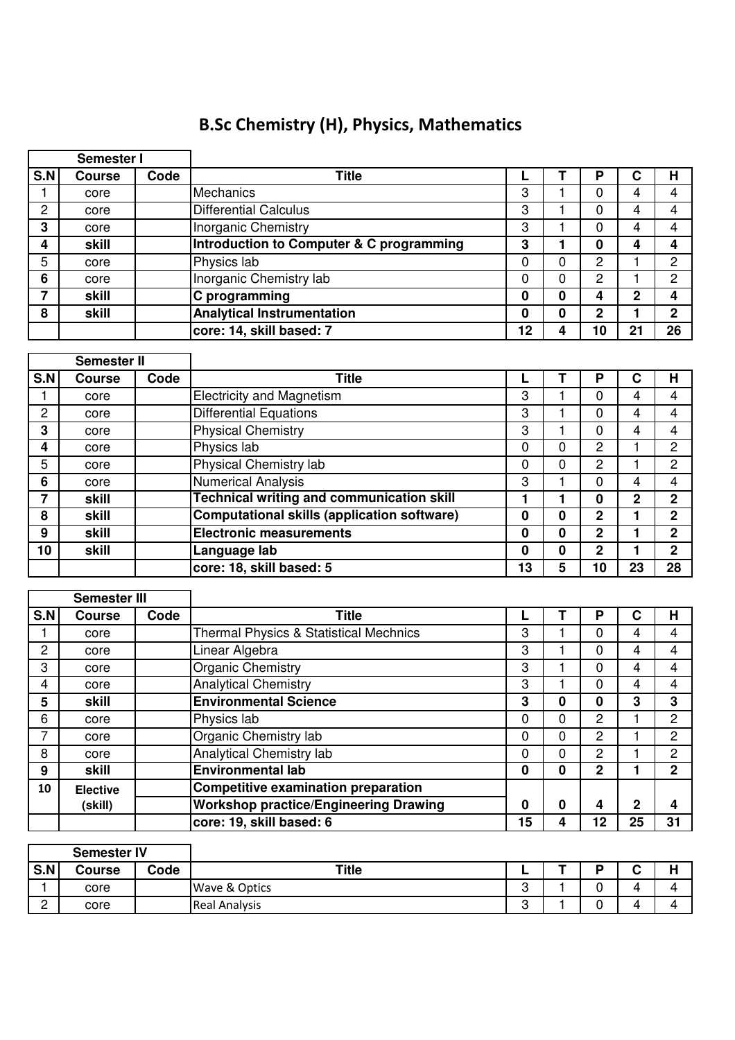# B.Sc Chemistry (H), Physics, Mathematics

| Semester I | | | | | | | | |
|---|---|---|---|---|---|---|---|---|
| **S.N** | **Course** | **Code** | **Title** | **L** | **T** | **P** | **C** | **H** |
| 1 | core | | Mechanics | 3 | 1 | 0 | 4 | 4 |
| 2 | core | | Differential Calculus | 3 | 1 | 0 | 4 | 4 |
| **3** | core | | Inorganic Chemistry | 3 | 1 | 0 | 4 | 4 |
| **4** | **skill** | | **Introduction to Computer & C programming** | **3** | **1** | **0** | **4** | **4** |
| 5 | core | | Physics lab | 0 | 0 | 2 | 1 | 2 |
| **6** | core | | Inorganic Chemistry lab | 0 | 0 | 2 | 1 | 2 |
| **7** | **skill** | | **C programming** | **0** | **0** | **4** | **2** | **4** |
| **8** | **skill** | | **Analytical Instrumentation** | **0** | **0** | **2** | **1** | **2** |
| | | | **core: 14, skill based: 7** | **12** | **4** | **10** | **21** | **26** |

| Semester II | | | | | | | | |
|---|---|---|---|---|---|---|---|---|
| **S.N** | **Course** | **Code** | **Title** | **L** | **T** | **P** | **C** | **H** |
| 1 | core | | Electricity and Magnetism | 3 | 1 | 0 | 4 | 4 |
| 2 | core | | Differential Equations | 3 | 1 | 0 | 4 | 4 |
| **3** | core | | Physical Chemistry | 3 | 1 | 0 | 4 | 4 |
| **4** | core | | Physics lab | 0 | 0 | 2 | 1 | 2 |
| 5 | core | | Physical Chemistry lab | 0 | 0 | 2 | 1 | 2 |
| **6** | core | | Numerical Analysis | 3 | 1 | 0 | 4 | 4 |
| **7** | **skill** | | **Technical writing and communication skill** | **1** | **1** | **0** | **2** | **2** |
| **8** | **skill** | | **Computational skills (application software)** | **0** | **0** | **2** | **1** | **2** |
| **9** | **skill** | | **Electronic measurements** | **0** | **0** | **2** | **1** | **2** |
| **10** | **skill** | | **Language lab** | **0** | **0** | **2** | **1** | **2** |
| | | | **core: 18, skill based: 5** | **13** | **5** | **10** | **23** | **28** |

| Semester III | | | | | | | | |
|---|---|---|---|---|---|---|---|---|
| **S.N** | **Course** | **Code** | **Title** | **L** | **T** | **P** | **C** | **H** |
| 1 | core | | Thermal Physics & Statistical Mechnics | 3 | 1 | 0 | 4 | 4 |
| 2 | core | | Linear Algebra | 3 | 1 | 0 | 4 | 4 |
| 3 | core | | Organic Chemistry | 3 | 1 | 0 | 4 | 4 |
| 4 | core | | Analytical Chemistry | 3 | 1 | 0 | 4 | 4 |
| **5** | **skill** | | **Environmental Science** | **3** | **0** | **0** | **3** | **3** |
| 6 | core | | Physics lab | 0 | 0 | 2 | 1 | 2 |
| 7 | core | | Organic Chemistry lab | 0 | 0 | 2 | 1 | 2 |
| 8 | core | | Analytical Chemistry lab | 0 | 0 | 2 | 1 | 2 |
| **9** | **skill** | | **Environmental lab** | **0** | **0** | **2** | **1** | **2** |
| **10** | **Elective (skill)** | | **Competitive examination preparation** / **Workshop practice/Engineering Drawing** | **0** | **0** | **4** | **2** | **4** |
| | | | **core: 19, skill based: 6** | **15** | **4** | **12** | **25** | **31** |

| Semester IV | | | | | | | | |
|---|---|---|---|---|---|---|---|---|
| **S.N** | **Course** | **Code** | **Title** | **L** | **T** | **P** | **C** | **H** |
| 1 | core | | Wave & Optics | 3 | 1 | 0 | 4 | 4 |
| 2 | core | | Real Analysis | 3 | 1 | 0 | 4 | 4 |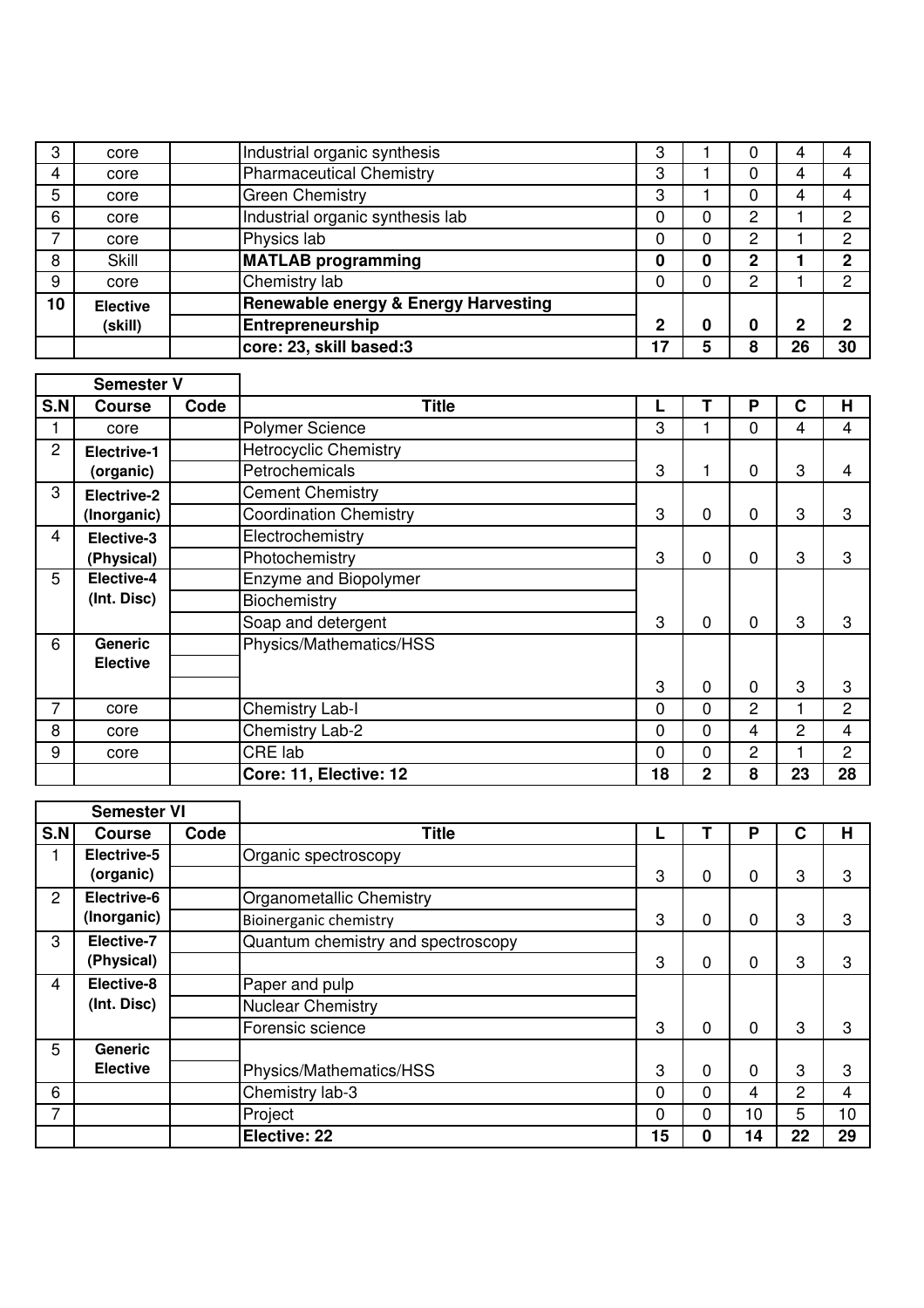| | | | | | | | | |
|---|---|---|---|---|---|---|---|---|
| 3 | core | | Industrial organic synthesis | 3 | 1 | 0 | 4 | 4 |
| 4 | core | | Pharmaceutical Chemistry | 3 | 1 | 0 | 4 | 4 |
| 5 | core | | Green Chemistry | 3 | 1 | 0 | 4 | 4 |
| 6 | core | | Industrial organic synthesis lab | 0 | 0 | 2 | 1 | 2 |
| 7 | core | | Physics lab | 0 | 0 | 2 | 1 | 2 |
| 8 | Skill | | **MATLAB programming** | **0** | **0** | **2** | **1** | **2** |
| 9 | core | | Chemistry lab | 0 | 0 | 2 | 1 | 2 |
| **10** | **Elective (skill)** | | **Renewable energy & Energy Harvesting** | | | | | |
| | | | **Entrepreneurship** | **2** | **0** | **0** | **2** | **2** |
| | | | **core: 23, skill based:3** | **17** | **5** | **8** | **26** | **30** |

**Semester V**

| S.N | Course | Code | Title | L | T | P | C | H |
|---|---|---|---|---|---|---|---|---|
| 1 | core | | Polymer Science | 3 | 1 | 0 | 4 | 4 |
| 2 | **Electrive-1 (organic)** | | Hetrocyclic Chemistry | | | | | |
| | | | Petrochemicals | 3 | 1 | 0 | 3 | 4 |
| 3 | **Electrive-2 (Inorganic)** | | Cement Chemistry | | | | | |
| | | | Coordination Chemistry | 3 | 0 | 0 | 3 | 3 |
| 4 | **Elective-3 (Physical)** | | Electrochemistry | | | | | |
| | | | Photochemistry | 3 | 0 | 0 | 3 | 3 |
| 5 | **Elective-4 (Int. Disc)** | | Enzyme and Biopolymer | | | | | |
| | | | Biochemistry | | | | | |
| | | | Soap and detergent | 3 | 0 | 0 | 3 | 3 |
| 6 | **Generic Elective** | | Physics/Mathematics/HSS | 3 | 0 | 0 | 3 | 3 |
| 7 | core | | Chemistry Lab-I | 0 | 0 | 2 | 1 | 2 |
| 8 | core | | Chemistry Lab-2 | 0 | 0 | 4 | 2 | 4 |
| 9 | core | | CRE lab | 0 | 0 | 2 | 1 | 2 |
| | | | **Core: 11, Elective: 12** | **18** | **2** | **8** | **23** | **28** |

**Semester VI**

| S.N | Course | Code | Title | L | T | P | C | H |
|---|---|---|---|---|---|---|---|---|
| 1 | **Electrive-5 (organic)** | | Organic spectroscopy | 3 | 0 | 0 | 3 | 3 |
| 2 | **Electrive-6 (Inorganic)** | | Organometallic Chemistry | | | | | |
| | | | Bioinerganic chemistry | 3 | 0 | 0 | 3 | 3 |
| 3 | **Elective-7 (Physical)** | | Quantum chemistry and spectroscopy | 3 | 0 | 0 | 3 | 3 |
| 4 | **Elective-8 (Int. Disc)** | | Paper and pulp | | | | | |
| | | | Nuclear Chemistry | | | | | |
| | | | Forensic science | 3 | 0 | 0 | 3 | 3 |
| 5 | **Generic Elective** | | Physics/Mathematics/HSS | 3 | 0 | 0 | 3 | 3 |
| 6 | | | Chemistry lab-3 | 0 | 0 | 4 | 2 | 4 |
| 7 | | | Project | 0 | 0 | 10 | 5 | 10 |
| | | | **Elective: 22** | **15** | **0** | **14** | **22** | **29** |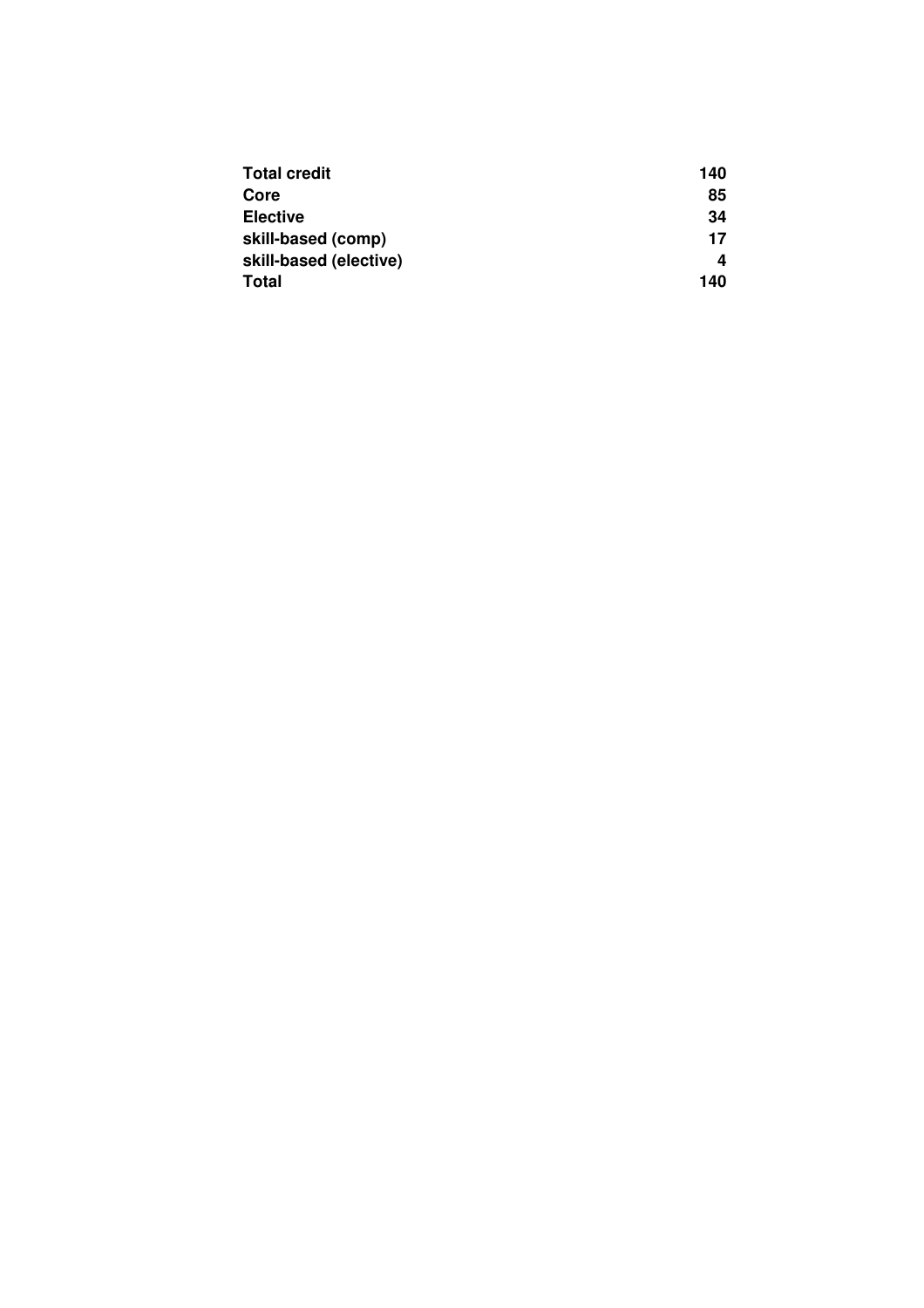| | |
|---|---|
| **Total credit** | **140** |
| **Core** | **85** |
| **Elective** | **34** |
| **skill-based (comp)** | **17** |
| **skill-based (elective)** | **4** |
| **Total** | **140** |